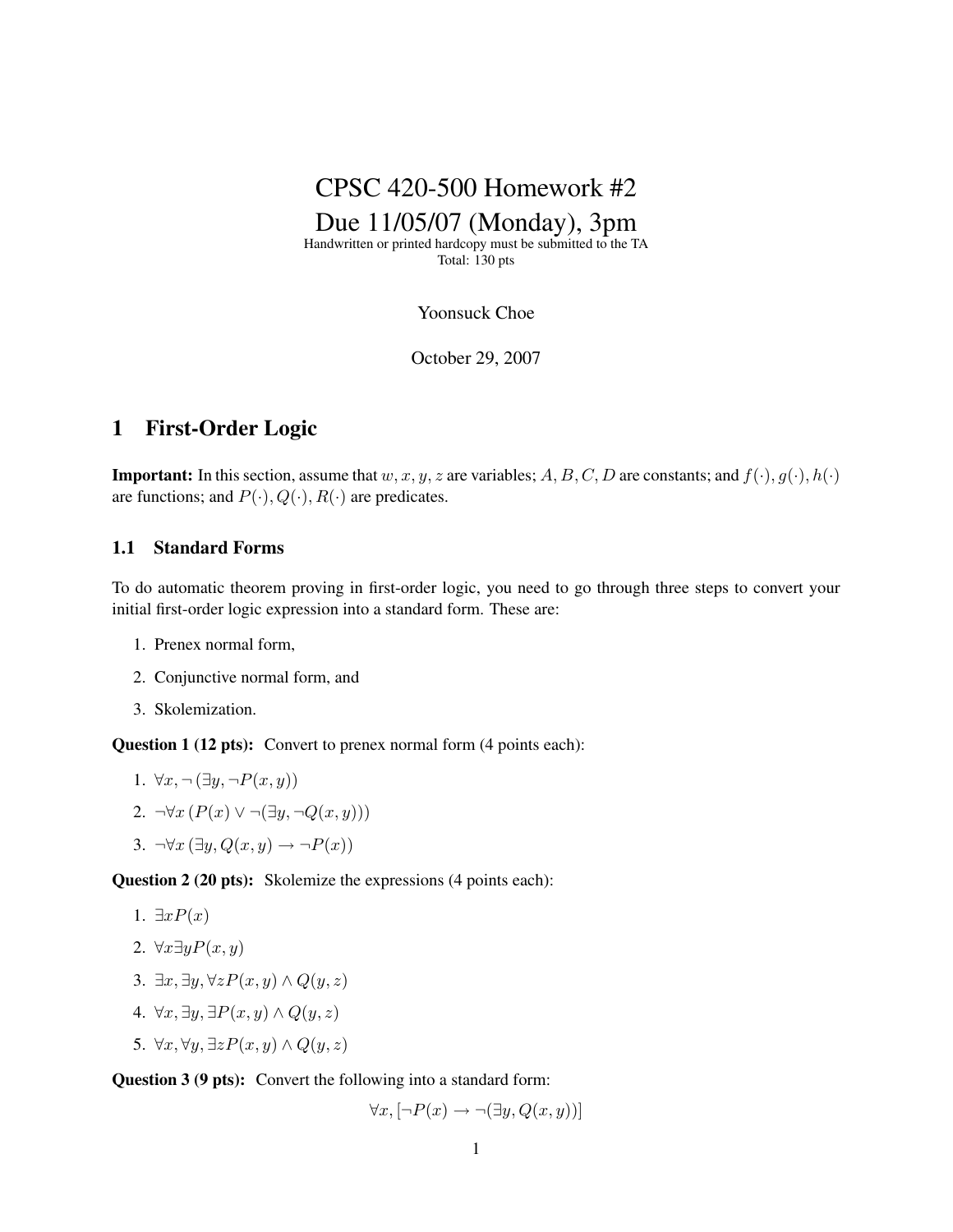# CPSC 420-500 Homework #2
# Due 11/05/07 (Monday), 3pm

Handwritten or printed hardcopy must be submitted to the TA
Total: 130 pts

Yoonsuck Choe

October 29, 2007

## 1 First-Order Logic

**Important:** In this section, assume that $w, x, y, z$ are variables; $A, B, C, D$ are constants; and $f(\cdot), g(\cdot), h(\cdot)$ are functions; and $P(\cdot), Q(\cdot), R(\cdot)$ are predicates.

### 1.1 Standard Forms

To do automatic theorem proving in first-order logic, you need to go through three steps to convert your initial first-order logic expression into a standard form. These are:

1. Prenex normal form,
2. Conjunctive normal form, and
3. Skolemization.

**Question 1 (12 pts):** Convert to prenex normal form (4 points each):

1. $\forall x, \neg (\exists y, \neg P(x, y))$
2. $\neg \forall x \, (P(x) \vee \neg(\exists y, \neg Q(x, y)))$
3. $\neg \forall x \, (\exists y, Q(x, y) \rightarrow \neg P(x))$

**Question 2 (20 pts):** Skolemize the expressions (4 points each):

1. $\exists x P(x)$
2. $\forall x \exists y P(x, y)$
3. $\exists x, \exists y, \forall z P(x, y) \wedge Q(y, z)$
4. $\forall x, \exists y, \exists P(x, y) \wedge Q(y, z)$
5. $\forall x, \forall y, \exists z P(x, y) \wedge Q(y, z)$

**Question 3 (9 pts):** Convert the following into a standard form:

$$\forall x, [\neg P(x) \rightarrow \neg(\exists y, Q(x, y))]$$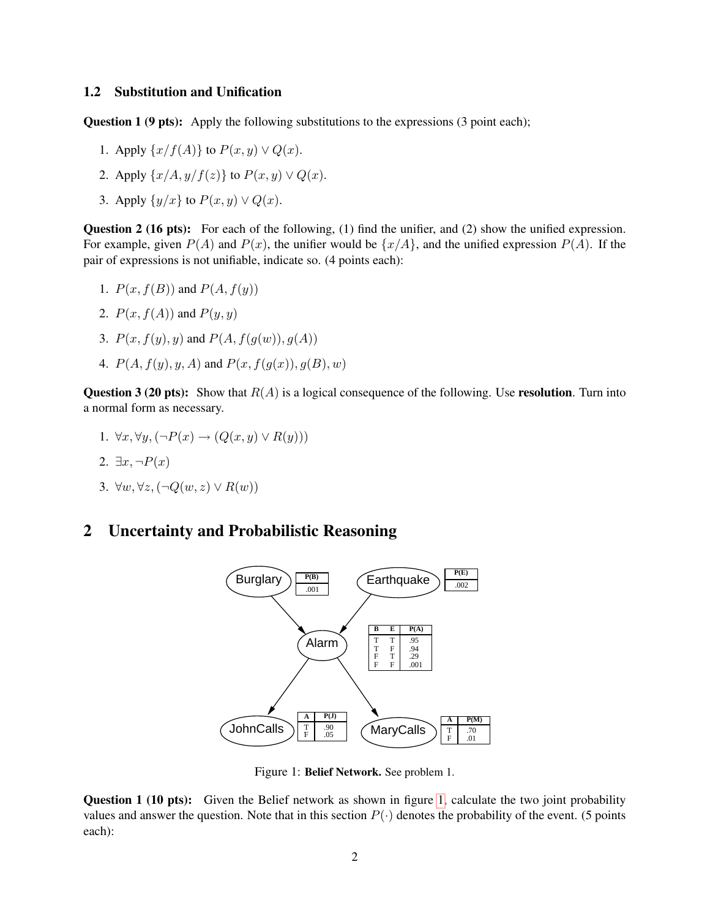### 1.2 Substitution and Unification

**Question 1 (9 pts):** Apply the following substitutions to the expressions (3 point each);

1. Apply $\{x/f(A)\}$ to $P(x, y) \vee Q(x)$.
2. Apply $\{x/A, y/f(z)\}$ to $P(x, y) \vee Q(x)$.
3. Apply $\{y/x\}$ to $P(x, y) \vee Q(x)$.

**Question 2 (16 pts):** For each of the following, (1) find the unifier, and (2) show the unified expression. For example, given $P(A)$ and $P(x)$, the unifier would be $\{x/A\}$, and the unified expression $P(A)$. If the pair of expressions is not unifiable, indicate so. (4 points each):

1. $P(x, f(B))$ and $P(A, f(y))$
2. $P(x, f(A))$ and $P(y, y)$
3. $P(x, f(y), y)$ and $P(A, f(g(w)), g(A))$
4. $P(A, f(y), y, A)$ and $P(x, f(g(x)), g(B), w)$

**Question 3 (20 pts):** Show that $R(A)$ is a logical consequence of the following. Use **resolution**. Turn into a normal form as necessary.

1. $\forall x, \forall y, (\neg P(x) \rightarrow (Q(x, y) \vee R(y)))$
2. $\exists x, \neg P(x)$
3. $\forall w, \forall z, (\neg Q(w, z) \vee R(w))$

## 2 Uncertainty and Probabilistic Reasoning

Nodes: Burglary → Alarm, Earthquake → Alarm, Alarm → JohnCalls, Alarm → MaryCalls

| P(B) |
|---|
| .001 |

| P(E) |
|---|
| .002 |

| B | E | P(A) |
|---|---|---|
| T | T | .95 |
| T | F | .94 |
| F | T | .29 |
| F | F | .001 |

| A | P(J) |
|---|---|
| T | .90 |
| F | .05 |

| A | P(M) |
|---|---|
| T | .70 |
| F | .01 |

Figure 1: **Belief Network.** See problem 1.

**Question 1 (10 pts):** Given the Belief network as shown in figure 1, calculate the two joint probability values and answer the question. Note that in this section $P(\cdot)$ denotes the probability of the event. (5 points each):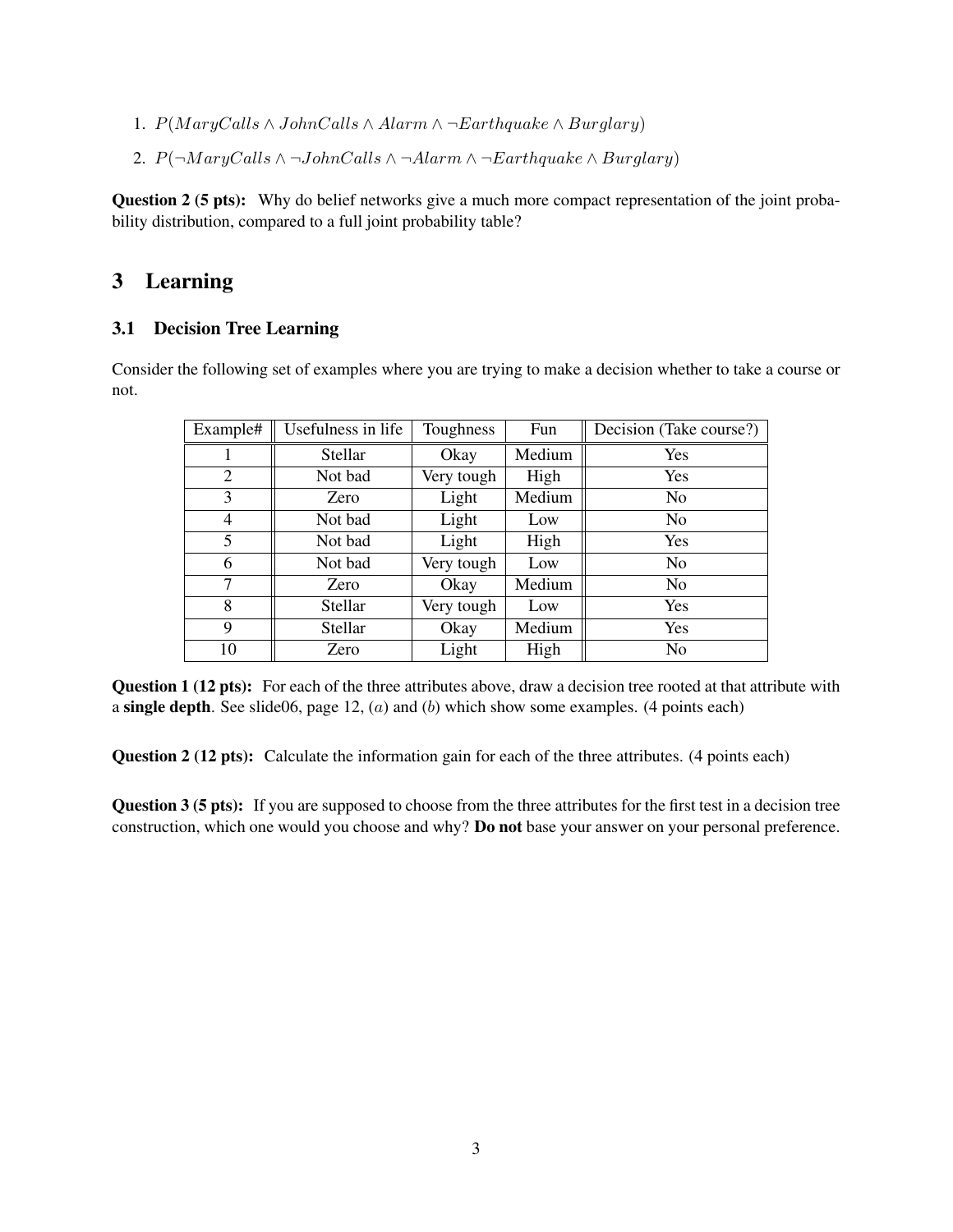1. $P(MaryCalls \wedge JohnCalls \wedge Alarm \wedge \neg Earthquake \wedge Burglary)$
2. $P(\neg MaryCalls \wedge \neg JohnCalls \wedge \neg Alarm \wedge \neg Earthquake \wedge Burglary)$

**Question 2 (5 pts):** Why do belief networks give a much more compact representation of the joint probability distribution, compared to a full joint probability table?

## 3 Learning

### 3.1 Decision Tree Learning

Consider the following set of examples where you are trying to make a decision whether to take a course or not.

| Example# | Usefulness in life | Toughness | Fun | Decision (Take course?) |
|---|---|---|---|---|
| 1 | Stellar | Okay | Medium | Yes |
| 2 | Not bad | Very tough | High | Yes |
| 3 | Zero | Light | Medium | No |
| 4 | Not bad | Light | Low | No |
| 5 | Not bad | Light | High | Yes |
| 6 | Not bad | Very tough | Low | No |
| 7 | Zero | Okay | Medium | No |
| 8 | Stellar | Very tough | Low | Yes |
| 9 | Stellar | Okay | Medium | Yes |
| 10 | Zero | Light | High | No |

**Question 1 (12 pts):** For each of the three attributes above, draw a decision tree rooted at that attribute with a **single depth**. See slide06, page 12, $(a)$ and $(b)$ which show some examples. (4 points each)

**Question 2 (12 pts):** Calculate the information gain for each of the three attributes. (4 points each)

**Question 3 (5 pts):** If you are supposed to choose from the three attributes for the first test in a decision tree construction, which one would you choose and why? **Do not** base your answer on your personal preference.